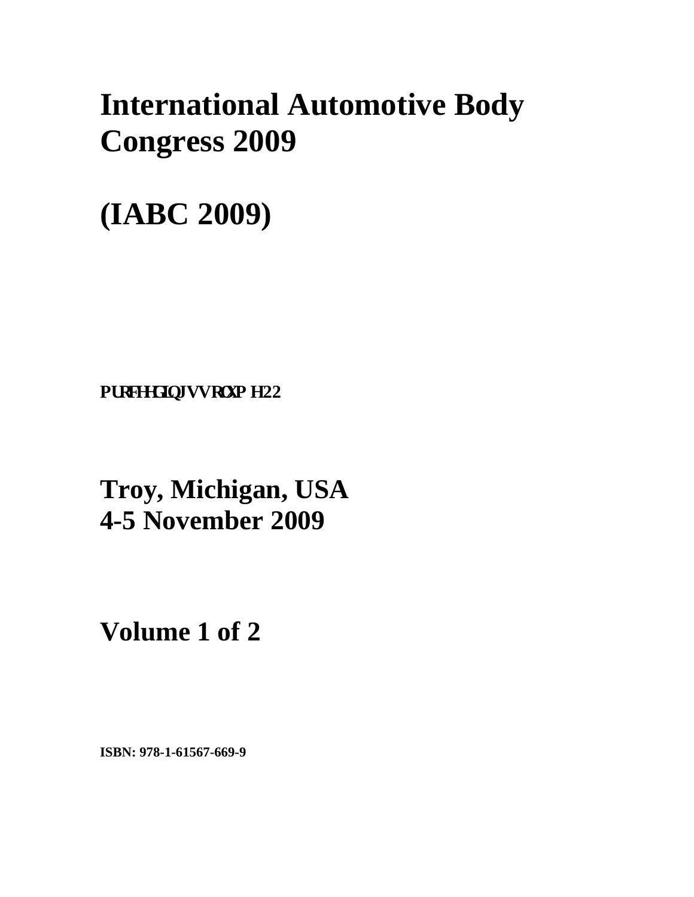# International Automotive Body Congress 2009

# (IABC 2009)

**PURFHHGLQJVVRQXP H22**

## Troy, Michigan, USA
## 4-5 November 2009

## Volume 1 of 2

**ISBN: 978-1-61567-669-9**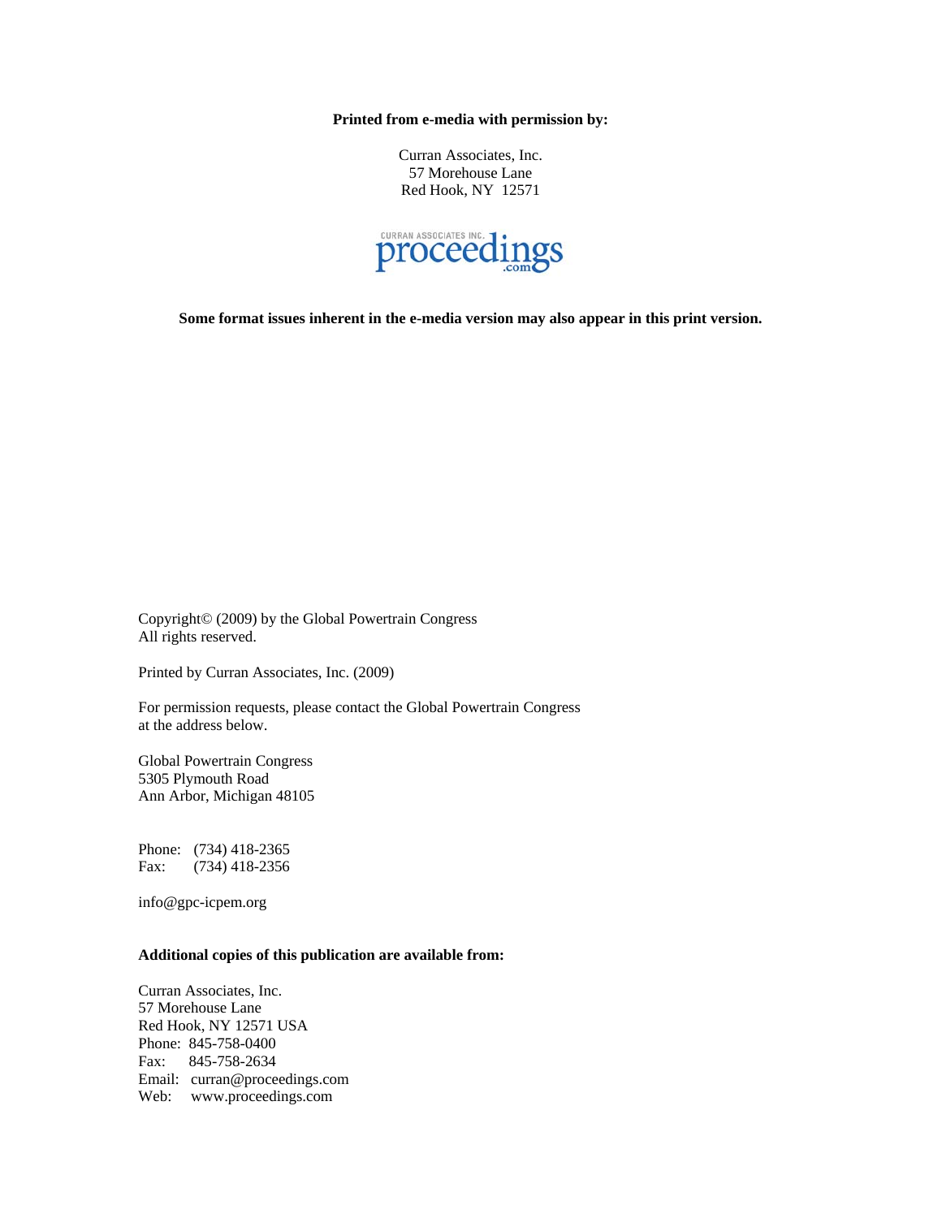**Printed from e-media with permission by:**

Curran Associates, Inc.
57 Morehouse Lane
Red Hook, NY 12571

CURRAN ASSOCIATES INC. proceedings .com

**Some format issues inherent in the e-media version may also appear in this print version.**

Copyright© (2009) by the Global Powertrain Congress
All rights reserved.

Printed by Curran Associates, Inc. (2009)

For permission requests, please contact the Global Powertrain Congress at the address below.

Global Powertrain Congress
5305 Plymouth Road
Ann Arbor, Michigan 48105

Phone: (734) 418-2365
Fax: (734) 418-2356

info@gpc-icpem.org

**Additional copies of this publication are available from:**

Curran Associates, Inc.
57 Morehouse Lane
Red Hook, NY 12571 USA
Phone: 845-758-0400
Fax: 845-758-2634
Email: curran@proceedings.com
Web: www.proceedings.com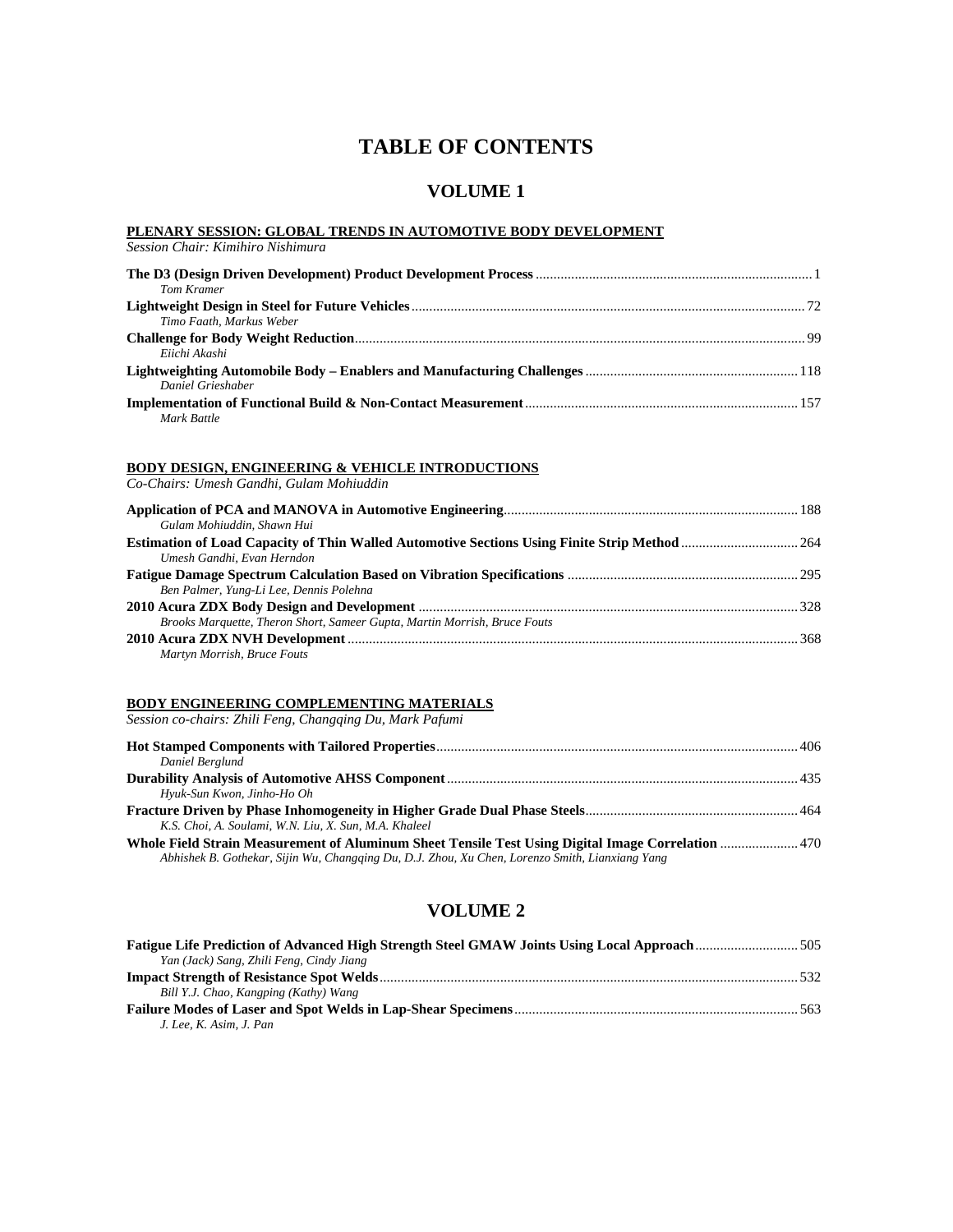# TABLE OF CONTENTS

## VOLUME 1

### PLENARY SESSION: GLOBAL TRENDS IN AUTOMOTIVE BODY DEVELOPMENT

*Session Chair: Kimihiro Nishimura*

**The D3 (Design Driven Development) Product Development Process** ... 1
*Tom Kramer*

**Lightweight Design in Steel for Future Vehicles** ... 72
*Timo Faath, Markus Weber*

**Challenge for Body Weight Reduction** ... 99
*Eiichi Akashi*

**Lightweighting Automobile Body – Enablers and Manufacturing Challenges** ... 118
*Daniel Grieshaber*

**Implementation of Functional Build & Non-Contact Measurement** ... 157
*Mark Battle*

### BODY DESIGN, ENGINEERING & VEHICLE INTRODUCTIONS

*Co-Chairs: Umesh Gandhi, Gulam Mohiuddin*

**Application of PCA and MANOVA in Automotive Engineering** ... 188
*Gulam Mohiuddin, Shawn Hui*

**Estimation of Load Capacity of Thin Walled Automotive Sections Using Finite Strip Method** ... 264
*Umesh Gandhi, Evan Herndon*

**Fatigue Damage Spectrum Calculation Based on Vibration Specifications** ... 295
*Ben Palmer, Yung-Li Lee, Dennis Polehna*

**2010 Acura ZDX Body Design and Development** ... 328
*Brooks Marquette, Theron Short, Sameer Gupta, Martin Morrish, Bruce Fouts*

**2010 Acura ZDX NVH Development** ... 368
*Martyn Morrish, Bruce Fouts*

### BODY ENGINEERING COMPLEMENTING MATERIALS

*Session co-chairs: Zhili Feng, Changqing Du, Mark Pafumi*

**Hot Stamped Components with Tailored Properties** ... 406
*Daniel Berglund*

**Durability Analysis of Automotive AHSS Component** ... 435
*Hyuk-Sun Kwon, Jinho-Ho Oh*

**Fracture Driven by Phase Inhomogeneity in Higher Grade Dual Phase Steels** ... 464
*K.S. Choi, A. Soulami, W.N. Liu, X. Sun, M.A. Khaleel*

**Whole Field Strain Measurement of Aluminum Sheet Tensile Test Using Digital Image Correlation** ... 470
*Abhishek B. Gothekar, Sijin Wu, Changqing Du, D.J. Zhou, Xu Chen, Lorenzo Smith, Lianxiang Yang*

## VOLUME 2

**Fatigue Life Prediction of Advanced High Strength Steel GMAW Joints Using Local Approach** ... 505
*Yan (Jack) Sang, Zhili Feng, Cindy Jiang*

**Impact Strength of Resistance Spot Welds** ... 532
*Bill Y.J. Chao, Kangping (Kathy) Wang*

**Failure Modes of Laser and Spot Welds in Lap-Shear Specimens** ... 563
*J. Lee, K. Asim, J. Pan*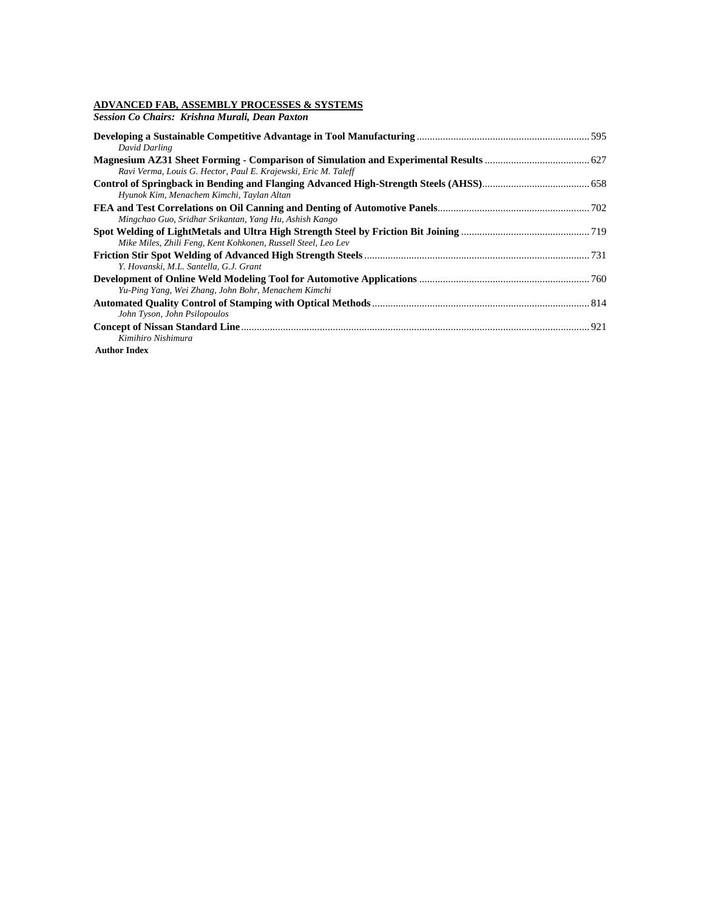**ADVANCED FAB, ASSEMBLY PROCESSES & SYSTEMS**

***Session Co Chairs: Krishna Murali, Dean Paxton***

**Developing a Sustainable Competitive Advantage in Tool Manufacturing** ........ 595
*David Darling*

**Magnesium AZ31 Sheet Forming - Comparison of Simulation and Experimental Results** ........ 627
*Ravi Verma, Louis G. Hector, Paul E. Krajewski, Eric M. Taleff*

**Control of Springback in Bending and Flanging Advanced High-Strength Steels (AHSS)** ........ 658
*Hyunok Kim, Menachem Kimchi, Taylan Altan*

**FEA and Test Correlations on Oil Canning and Denting of Automotive Panels** ........ 702
*Mingchao Guo, Sridhar Srikantan, Yang Hu, Ashish Kango*

**Spot Welding of LightMetals and Ultra High Strength Steel by Friction Bit Joining** ........ 719
*Mike Miles, Zhili Feng, Kent Kohkonen, Russell Steel, Leo Lev*

**Friction Stir Spot Welding of Advanced High Strength Steels** ........ 731
*Y. Hovanski, M.L. Santella, G.J. Grant*

**Development of Online Weld Modeling Tool for Automotive Applications** ........ 760
*Yu-Ping Yang, Wei Zhang, John Bohr, Menachem Kimchi*

**Automated Quality Control of Stamping with Optical Methods** ........ 814
*John Tyson, John Psilopoulos*

**Concept of Nissan Standard Line** ........ 921
*Kimihiro Nishimura*

**Author Index**